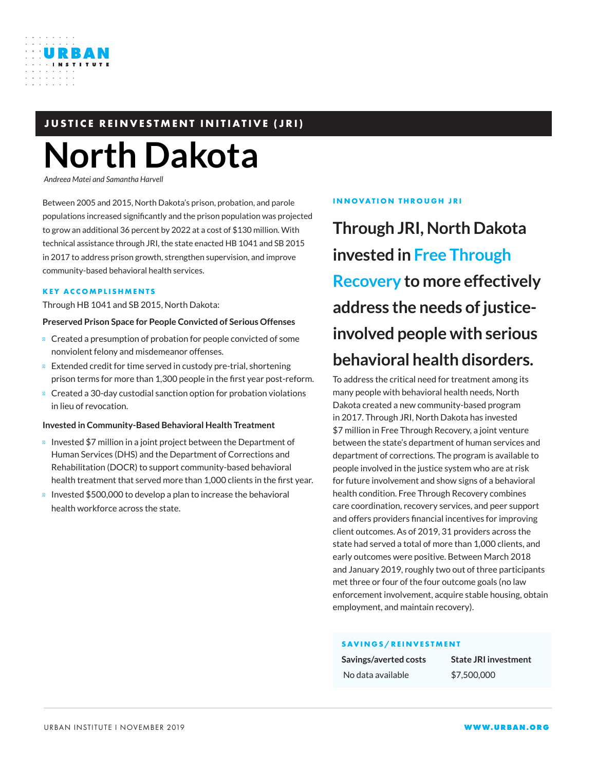URBAN INSTITUTE

JUSTICE REINVESTMENT INITIATIVE (JRI)

# North Dakota

*Andreea Matei and Samantha Harvell*

Between 2005 and 2015, North Dakota's prison, probation, and parole populations increased significantly and the prison population was projected to grow an additional 36 percent by 2022 at a cost of $130 million. With technical assistance through JRI, the state enacted HB 1041 and SB 2015 in 2017 to address prison growth, strengthen supervision, and improve community-based behavioral health services.

## KEY ACCOMPLISHMENTS

Through HB 1041 and SB 2015, North Dakota:

**Preserved Prison Space for People Convicted of Serious Offenses**

- Created a presumption of probation for people convicted of some nonviolent felony and misdemeanor offenses.
- Extended credit for time served in custody pre-trial, shortening prison terms for more than 1,300 people in the first year post-reform.
- Created a 30-day custodial sanction option for probation violations in lieu of revocation.

**Invested in Community-Based Behavioral Health Treatment**

- Invested $7 million in a joint project between the Department of Human Services (DHS) and the Department of Corrections and Rehabilitation (DOCR) to support community-based behavioral health treatment that served more than 1,000 clients in the first year.
- Invested $500,000 to develop a plan to increase the behavioral health workforce across the state.

## INNOVATION THROUGH JRI

### Through JRI, North Dakota invested in Free Through Recovery to more effectively address the needs of justice-involved people with serious behavioral health disorders.

To address the critical need for treatment among its many people with behavioral health needs, North Dakota created a new community-based program in 2017. Through JRI, North Dakota has invested $7 million in Free Through Recovery, a joint venture between the state's department of human services and department of corrections. The program is available to people involved in the justice system who are at risk for future involvement and show signs of a behavioral health condition. Free Through Recovery combines care coordination, recovery services, and peer support and offers providers financial incentives for improving client outcomes. As of 2019, 31 providers across the state had served a total of more than 1,000 clients, and early outcomes were positive. Between March 2018 and January 2019, roughly two out of three participants met three or four of the four outcome goals (no law enforcement involvement, acquire stable housing, obtain employment, and maintain recovery).

## SAVINGS/REINVESTMENT

| Savings/averted costs | State JRI investment |
|---|---|
| No data available | $7,500,000 |

URBAN INSTITUTE I NOVEMBER 2019

WWW.URBAN.ORG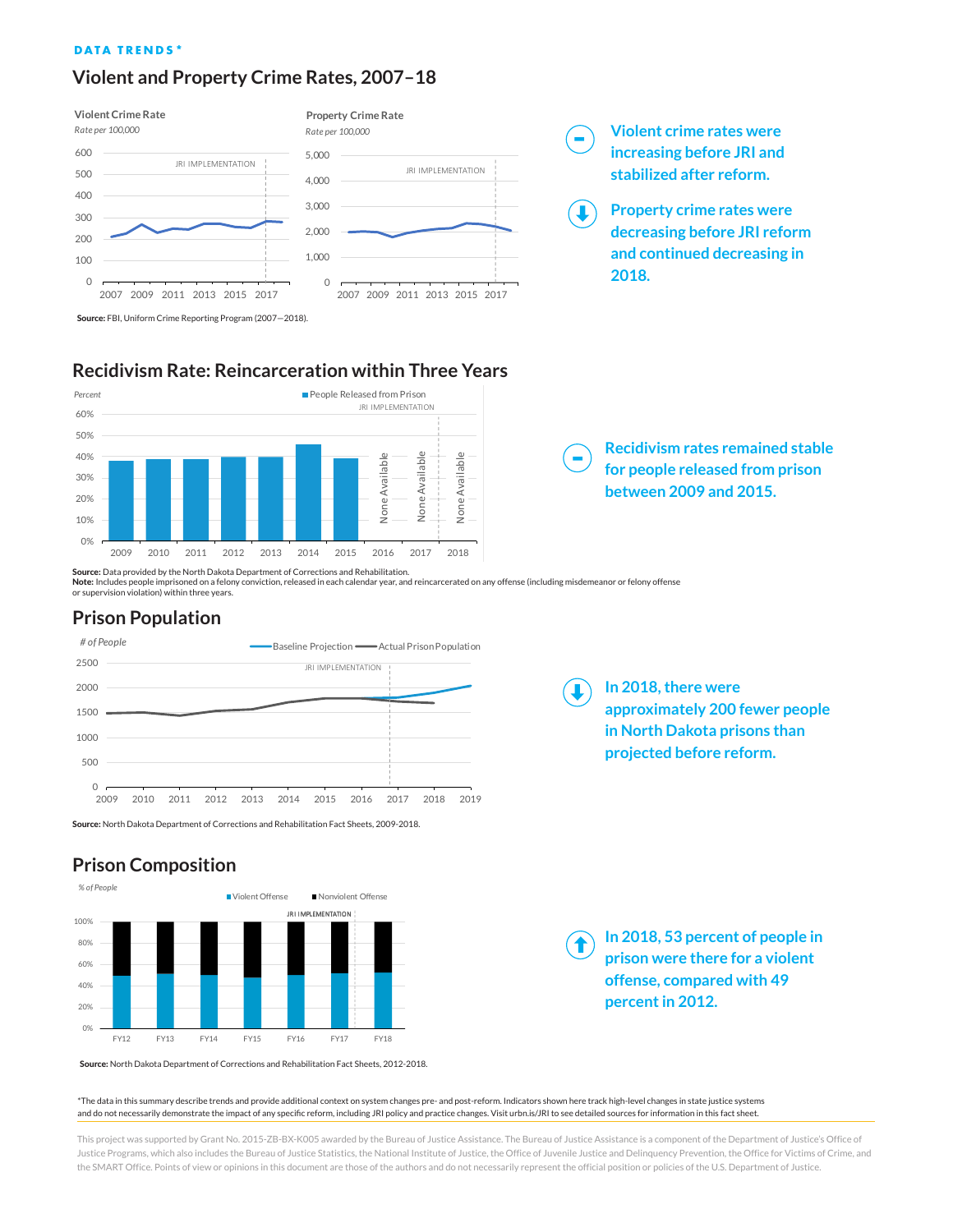DATA TRENDS*

## Violent and Property Crime Rates, 2007–18

Violent Crime Rate
*Rate per 100,000*
600
500
400
300
200
100
0
JRI IMPLEMENTATION
2007 2009 2011 2013 2015 2017

Property Crime Rate
*Rate per 100,000*
5,000
4,000
3,000
2,000
1,000
0
JRI IMPLEMENTATION
2007 2009 2011 2013 2015 2017

**Source:** FBI, Uniform Crime Reporting Program (2007—2018).

**Violent crime rates were increasing before JRI and stabilized after reform.**

**Property crime rates were decreasing before JRI reform and continued decreasing in 2018.**

## Recidivism Rate: Reincarceration within Three Years

*Percent*
People Released from Prison
JRI IMPLEMENTATION
60%
50%
40%
30%
20%
10%
0%
2009 2010 2011 2012 2013 2014 2015 2016 2017 2018
None Available
None Available
None Available

**Source:** Data provided by the North Dakota Department of Corrections and Rehabilitation.
**Note:** Includes people imprisoned on a felony conviction, released in each calendar year, and reincarcerated on any offense (including misdemeanor or felony offense or supervision violation) within three years.

**Recidivism rates remained stable for people released from prison between 2009 and 2015.**

## Prison Population

*# of People*
Baseline Projection
Actual Prison Population
JRI IMPLEMENTATION
2500
2000
1500
1000
500
0
2009 2010 2011 2012 2013 2014 2015 2016 2017 2018 2019

**Source:** North Dakota Department of Corrections and Rehabilitation Fact Sheets, 2009-2018.

**In 2018, there were approximately 200 fewer people in North Dakota prisons than projected before reform.**

## Prison Composition

*% of People*
Violent Offense
Nonviolent Offense
JRI IMPLEMENTATION
100%
80%
60%
40%
20%
0%
FY12 FY13 FY14 FY15 FY16 FY17 FY18

**Source:** North Dakota Department of Corrections and Rehabilitation Fact Sheets, 2012-2018.

**In 2018, 53 percent of people in prison were there for a violent offense, compared with 49 percent in 2012.**

*The data in this summary describe trends and provide additional context on system changes pre- and post-reform. Indicators shown here track high-level changes in state justice systems and do not necessarily demonstrate the impact of any specific reform, including JRI policy and practice changes. Visit urbn.is/JRI to see detailed sources for information in this fact sheet.

This project was supported by Grant No. 2015-ZB-BX-K005 awarded by the Bureau of Justice Assistance. The Bureau of Justice Assistance is a component of the Department of Justice's Office of Justice Programs, which also includes the Bureau of Justice Statistics, the National Institute of Justice, the Office of Juvenile Justice and Delinquency Prevention, the Office for Victims of Crime, and the SMART Office. Points of view or opinions in this document are those of the authors and do not necessarily represent the official position or policies of the U.S. Department of Justice.